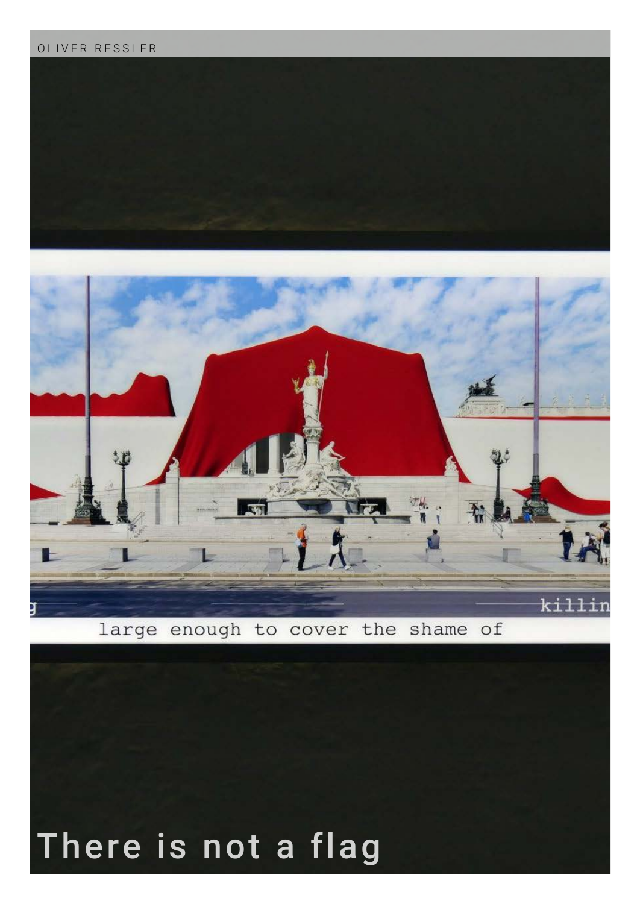OLIVER RESSLER

large enough to cover the shame of

# There is not a flag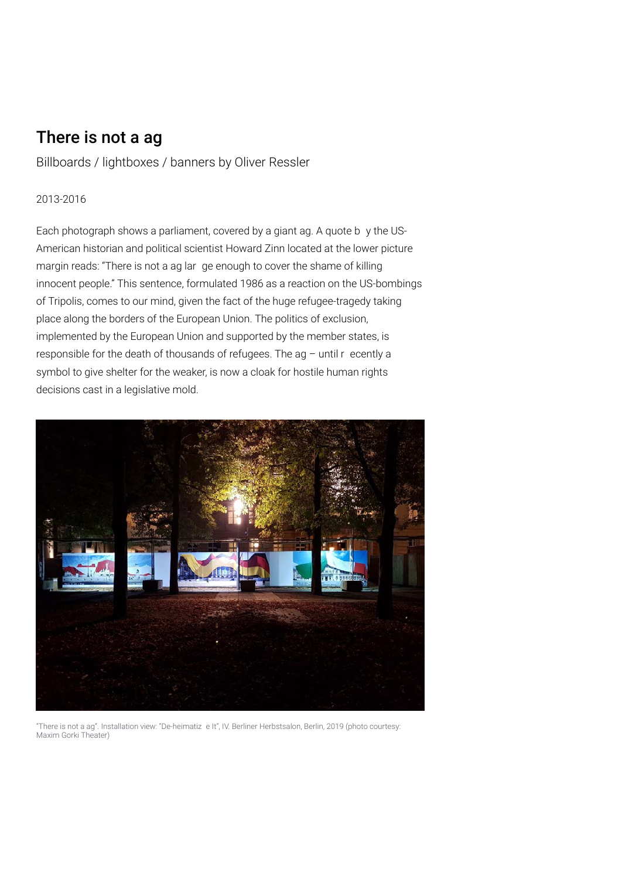## There is not a ag

Billboards / lightboxes / banners by Oliver Ressler

2013-2016

Each photograph shows a parliament, covered by a giant ag. A quote b y the US-American historian and political scientist Howard Zinn located at the lower picture margin reads: "There is not a ag lar ge enough to cover the shame of killing innocent people." This sentence, formulated 1986 as a reaction on the US-bombings of Tripolis, comes to our mind, given the fact of the huge refugee-tragedy taking place along the borders of the European Union. The politics of exclusion, implemented by the European Union and supported by the member states, is responsible for the death of thousands of refugees. The ag – until r ecently a symbol to give shelter for the weaker, is now a cloak for hostile human rights decisions cast in a legislative mold.

"There is not a ag". Installation view: "De-heimatiz e It", IV. Berliner Herbstsalon, Berlin, 2019 (photo courtesy: Maxim Gorki Theater)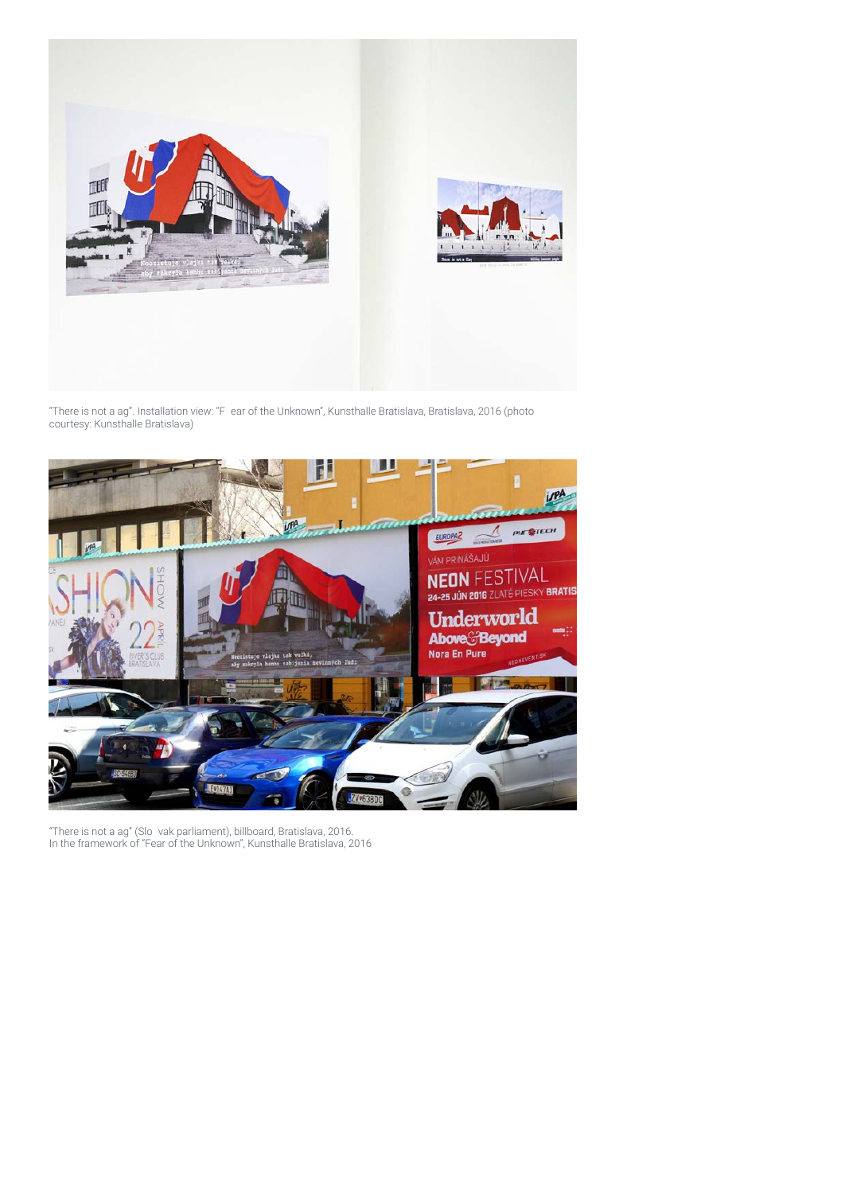"There is not a ag". Installation view: "F ear of the Unknown", Kunsthalle Bratislava, Bratislava, 2016 (photo courtesy: Kunsthalle Bratislava)

"There is not a ag" (Slo vak parliament), billboard, Bratislava, 2016.
In the framework of "Fear of the Unknown", Kunsthalle Bratislava, 2016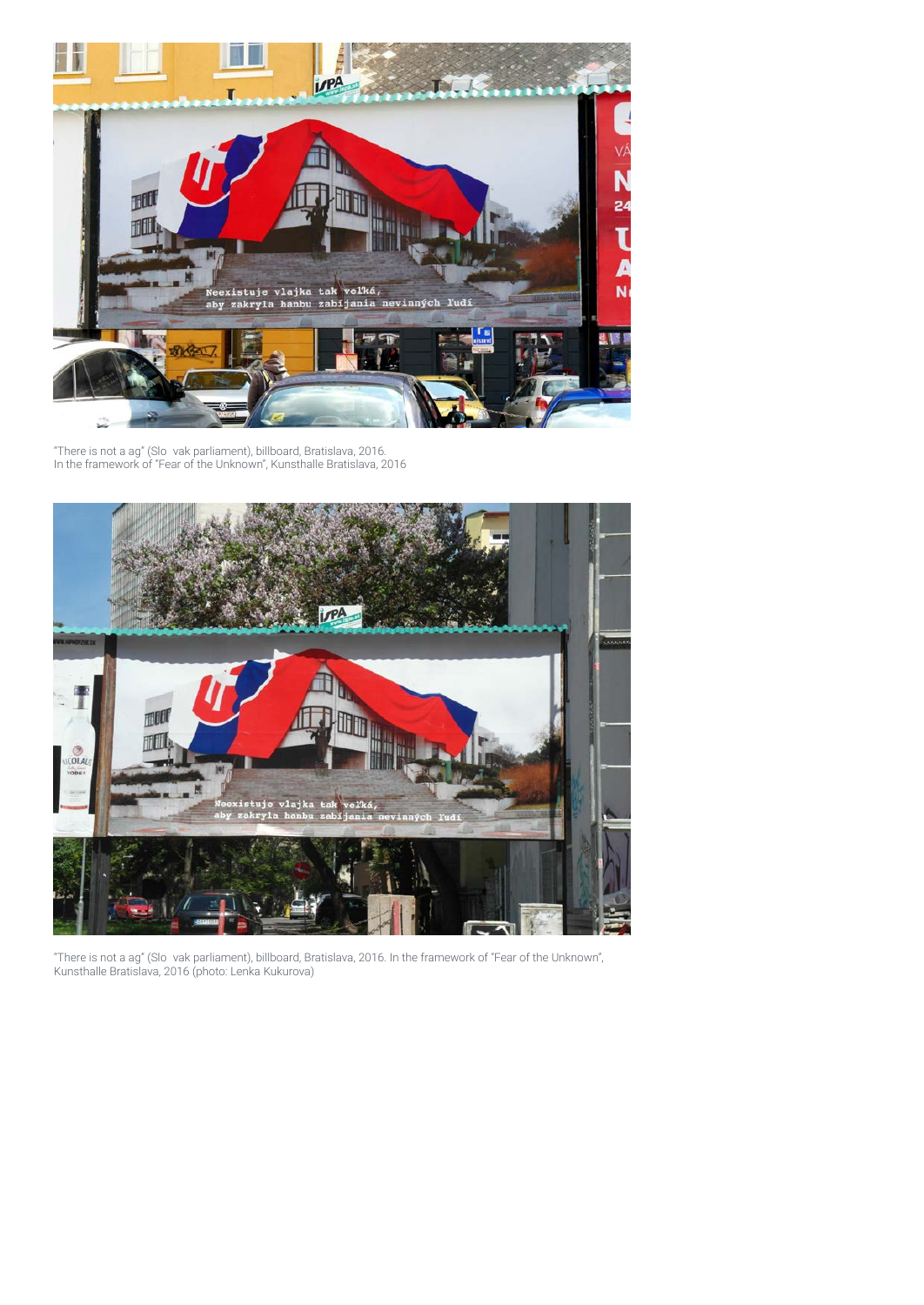"There is not a ag" (Slo  vak parliament), billboard, Bratislava, 2016.
In the framework of "Fear of the Unknown", Kunsthalle Bratislava, 2016

"There is not a ag" (Slo  vak parliament), billboard, Bratislava, 2016. In the framework of "Fear of the Unknown", Kunsthalle Bratislava, 2016 (photo: Lenka Kukurova)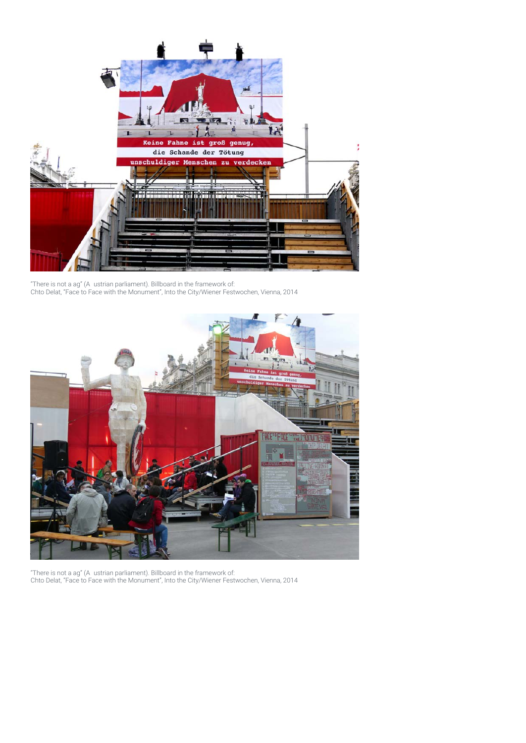"There is not a ag" (A  ustrian parliament). Billboard in the framework of:
Chto Delat, "Face to Face with the Monument", Into the City/Wiener Festwochen, Vienna, 2014

"There is not a ag" (A  ustrian parliament). Billboard in the framework of:
Chto Delat, "Face to Face with the Monument", Into the City/Wiener Festwochen, Vienna, 2014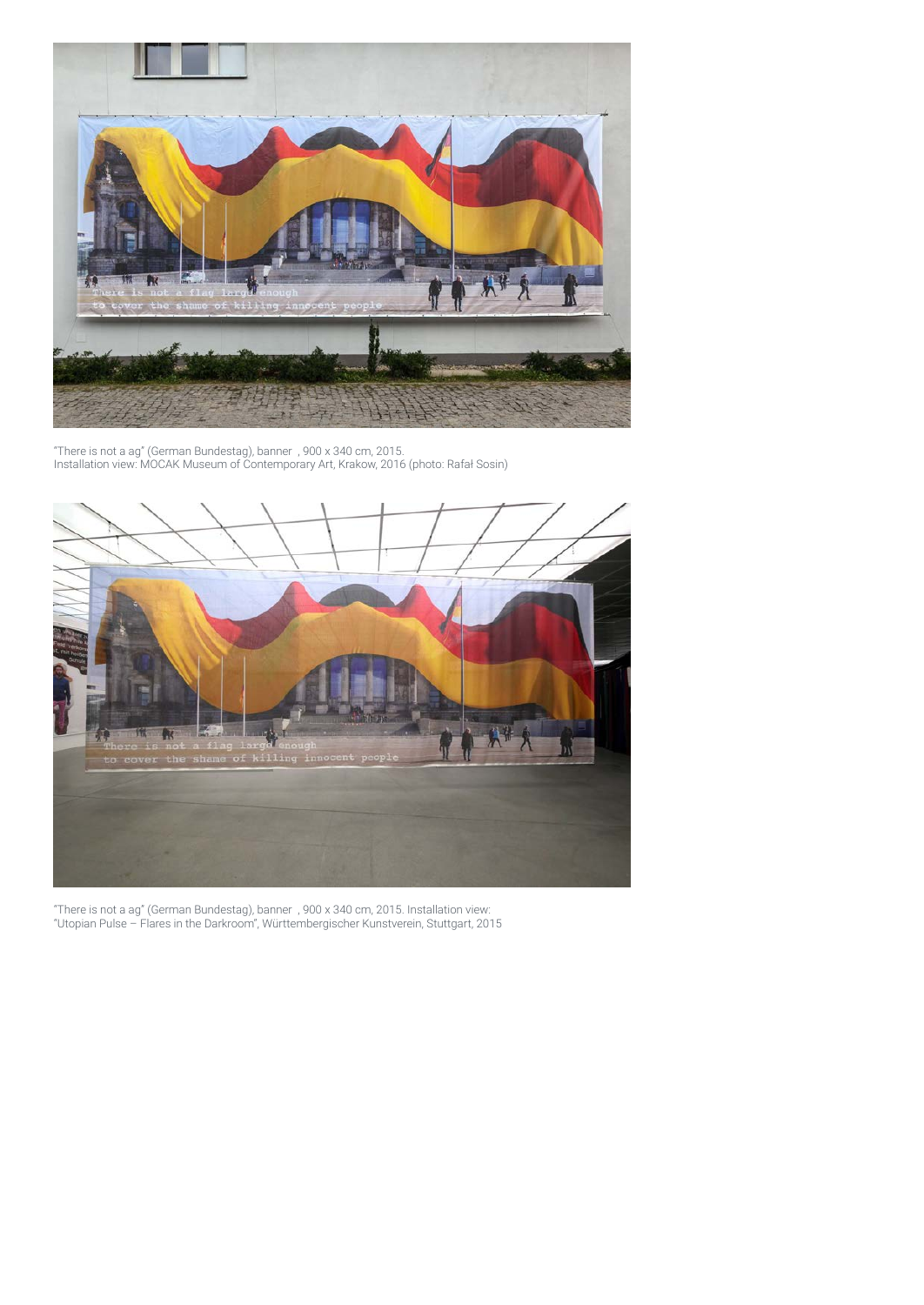"There is not a ag" (German Bundestag), banner , 900 x 340 cm, 2015.
Installation view: MOCAK Museum of Contemporary Art, Krakow, 2016 (photo: Rafał Sosin)

"There is not a ag" (German Bundestag), banner , 900 x 340 cm, 2015. Installation view:
"Utopian Pulse – Flares in the Darkroom", Württembergischer Kunstverein, Stuttgart, 2015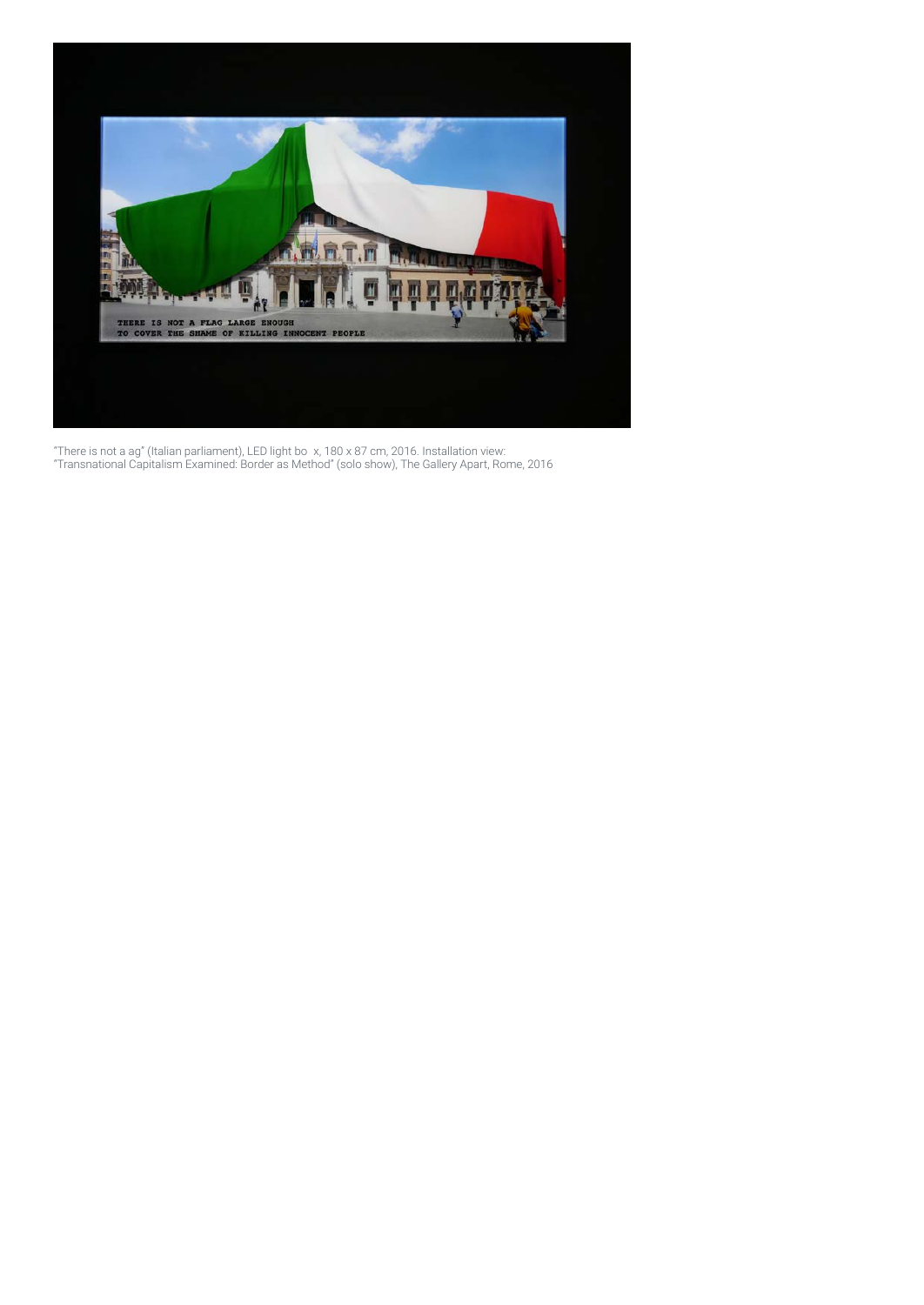"There is not a ag" (Italian parliament), LED light bo x, 180 x 87 cm, 2016. Installation view:
"Transnational Capitalism Examined: Border as Method" (solo show), The Gallery Apart, Rome, 2016